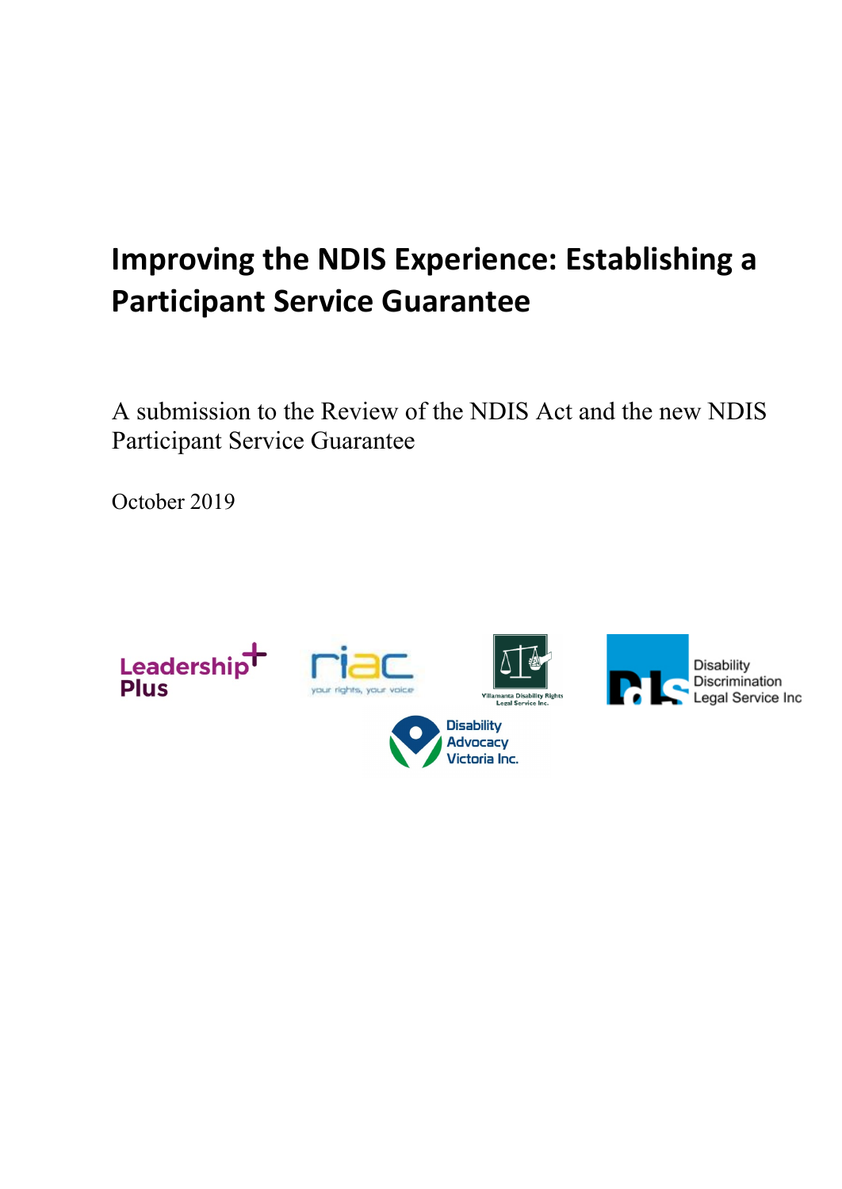# Improving the NDIS Experience: Establishing a Participant Service Guarantee

A submission to the Review of the NDIS Act and the new NDIS Participant Service Guarantee

October 2019

Leadership Plus

riac your rights, your voice

Villamanta Disability Rights Legal Service Inc.

Disability Discrimination Legal Service Inc

Disability Advocacy Victoria Inc.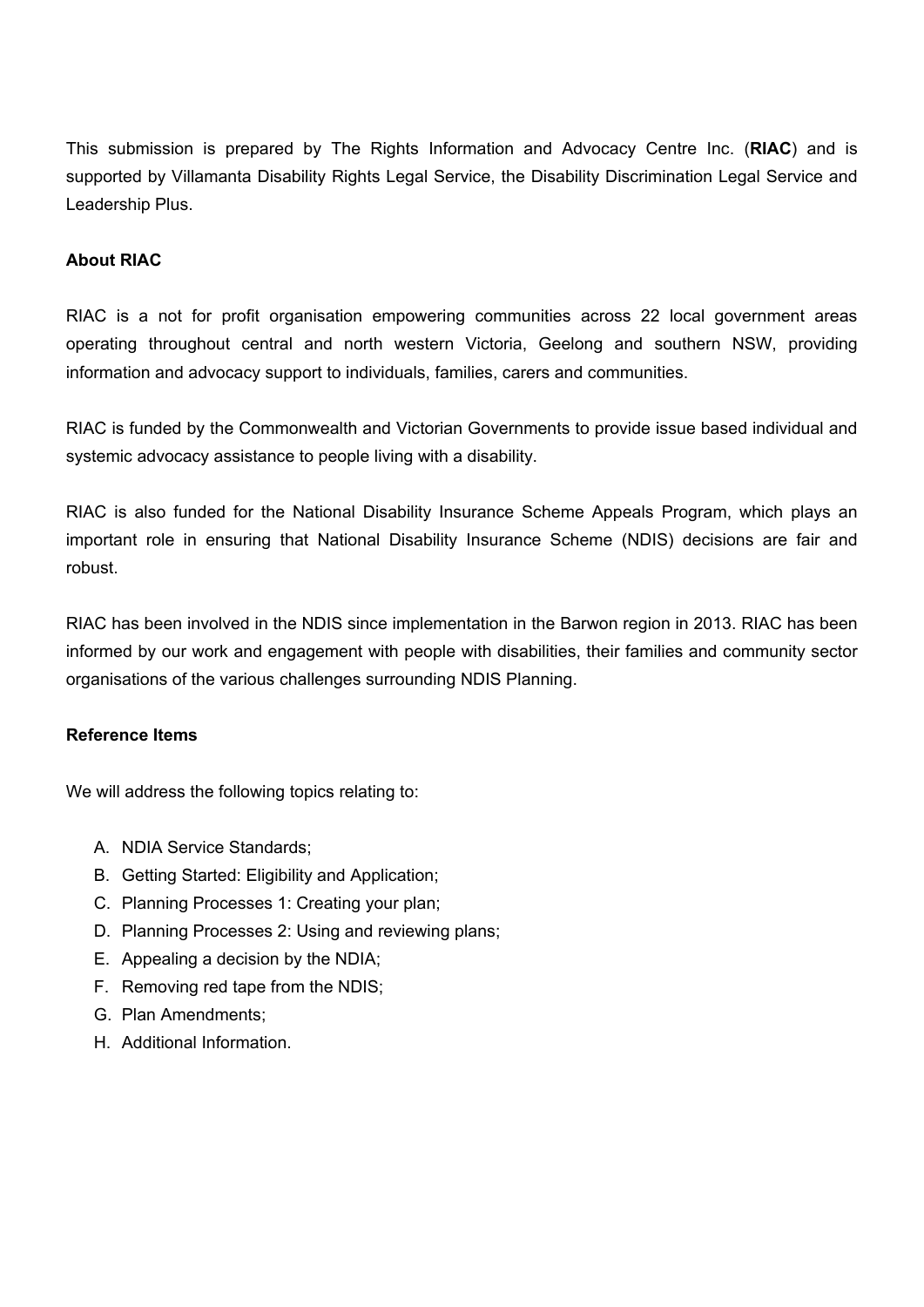This submission is prepared by The Rights Information and Advocacy Centre Inc. (**RIAC**) and is supported by Villamanta Disability Rights Legal Service, the Disability Discrimination Legal Service and Leadership Plus.

**About RIAC**

RIAC is a not for profit organisation empowering communities across 22 local government areas operating throughout central and north western Victoria, Geelong and southern NSW, providing information and advocacy support to individuals, families, carers and communities.

RIAC is funded by the Commonwealth and Victorian Governments to provide issue based individual and systemic advocacy assistance to people living with a disability.

RIAC is also funded for the National Disability Insurance Scheme Appeals Program, which plays an important role in ensuring that National Disability Insurance Scheme (NDIS) decisions are fair and robust.

RIAC has been involved in the NDIS since implementation in the Barwon region in 2013. RIAC has been informed by our work and engagement with people with disabilities, their families and community sector organisations of the various challenges surrounding NDIS Planning.

**Reference Items**

We will address the following topics relating to:

A. NDIA Service Standards;
B. Getting Started: Eligibility and Application;
C. Planning Processes 1: Creating your plan;
D. Planning Processes 2: Using and reviewing plans;
E. Appealing a decision by the NDIA;
F. Removing red tape from the NDIS;
G. Plan Amendments;
H. Additional Information.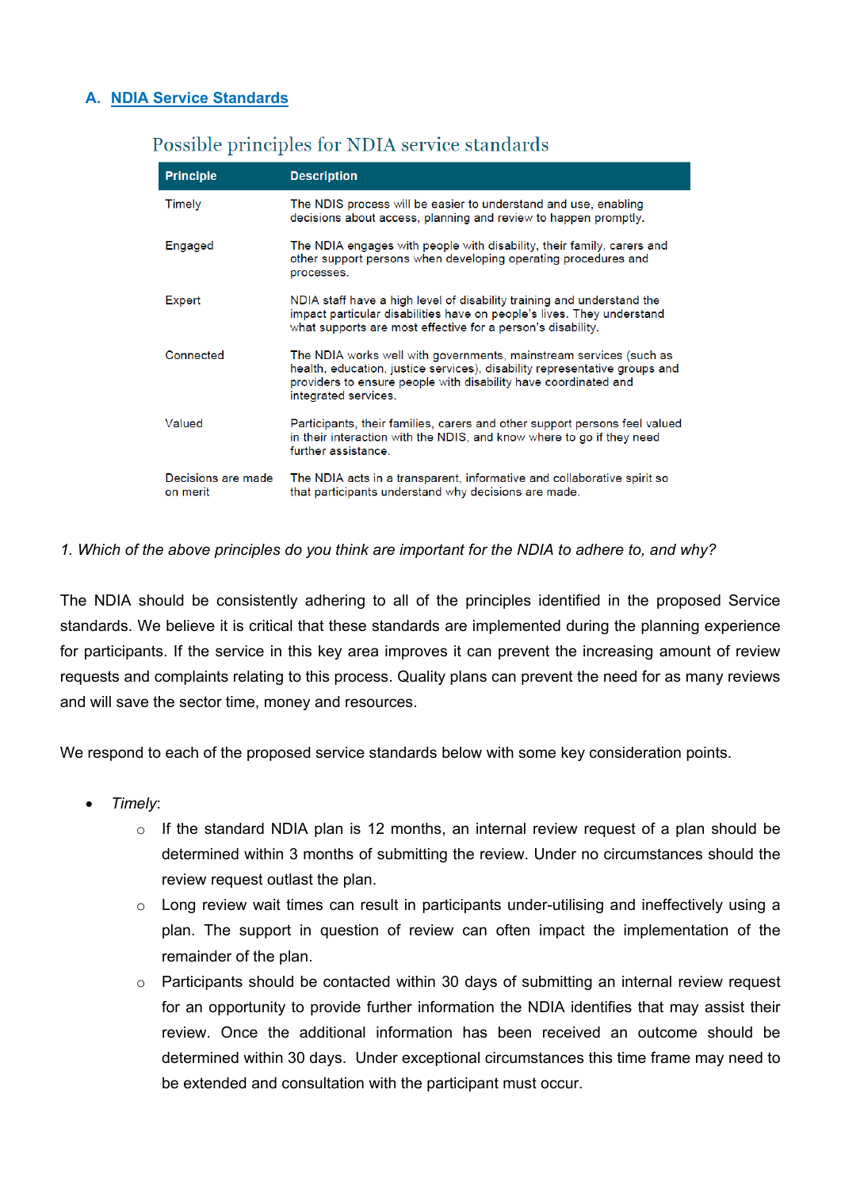## A. NDIA Service Standards

### Possible principles for NDIA service standards

| Principle | Description |
|---|---|
| Timely | The NDIS process will be easier to understand and use, enabling decisions about access, planning and review to happen promptly. |
| Engaged | The NDIA engages with people with disability, their family, carers and other support persons when developing operating procedures and processes. |
| Expert | NDIA staff have a high level of disability training and understand the impact particular disabilities have on people's lives. They understand what supports are most effective for a person's disability. |
| Connected | The NDIA works well with governments, mainstream services (such as health, education, justice services), disability representative groups and providers to ensure people with disability have coordinated and integrated services. |
| Valued | Participants, their families, carers and other support persons feel valued in their interaction with the NDIS, and know where to go if they need further assistance. |
| Decisions are made on merit | The NDIA acts in a transparent, informative and collaborative spirit so that participants understand why decisions are made. |

*1. Which of the above principles do you think are important for the NDIA to adhere to, and why?*

The NDIA should be consistently adhering to all of the principles identified in the proposed Service standards. We believe it is critical that these standards are implemented during the planning experience for participants. If the service in this key area improves it can prevent the increasing amount of review requests and complaints relating to this process. Quality plans can prevent the need for as many reviews and will save the sector time, money and resources.

We respond to each of the proposed service standards below with some key consideration points.

- *Timely*:
  - If the standard NDIA plan is 12 months, an internal review request of a plan should be determined within 3 months of submitting the review. Under no circumstances should the review request outlast the plan.
  - Long review wait times can result in participants under-utilising and ineffectively using a plan. The support in question of review can often impact the implementation of the remainder of the plan.
  - Participants should be contacted within 30 days of submitting an internal review request for an opportunity to provide further information the NDIA identifies that may assist their review. Once the additional information has been received an outcome should be determined within 30 days. Under exceptional circumstances this time frame may need to be extended and consultation with the participant must occur.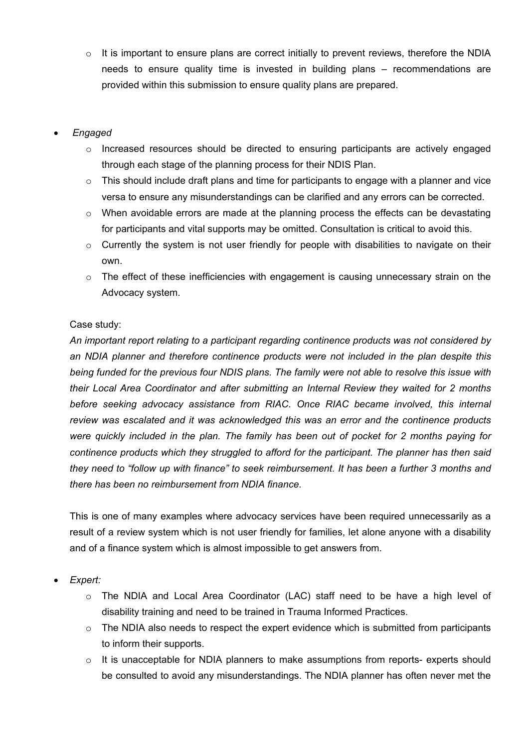- It is important to ensure plans are correct initially to prevent reviews, therefore the NDIA needs to ensure quality time is invested in building plans – recommendations are provided within this submission to ensure quality plans are prepared.

- *Engaged*
  - Increased resources should be directed to ensuring participants are actively engaged through each stage of the planning process for their NDIS Plan.
  - This should include draft plans and time for participants to engage with a planner and vice versa to ensure any misunderstandings can be clarified and any errors can be corrected.
  - When avoidable errors are made at the planning process the effects can be devastating for participants and vital supports may be omitted. Consultation is critical to avoid this.
  - Currently the system is not user friendly for people with disabilities to navigate on their own.
  - The effect of these inefficiencies with engagement is causing unnecessary strain on the Advocacy system.

  Case study:

  *An important report relating to a participant regarding continence products was not considered by an NDIA planner and therefore continence products were not included in the plan despite this being funded for the previous four NDIS plans. The family were not able to resolve this issue with their Local Area Coordinator and after submitting an Internal Review they waited for 2 months before seeking advocacy assistance from RIAC. Once RIAC became involved, this internal review was escalated and it was acknowledged this was an error and the continence products were quickly included in the plan. The family has been out of pocket for 2 months paying for continence products which they struggled to afford for the participant. The planner has then said they need to "follow up with finance" to seek reimbursement. It has been a further 3 months and there has been no reimbursement from NDIA finance.*

  This is one of many examples where advocacy services have been required unnecessarily as a result of a review system which is not user friendly for families, let alone anyone with a disability and of a finance system which is almost impossible to get answers from.

- *Expert:*
  - The NDIA and Local Area Coordinator (LAC) staff need to be have a high level of disability training and need to be trained in Trauma Informed Practices.
  - The NDIA also needs to respect the expert evidence which is submitted from participants to inform their supports.
  - It is unacceptable for NDIA planners to make assumptions from reports- experts should be consulted to avoid any misunderstandings. The NDIA planner has often never met the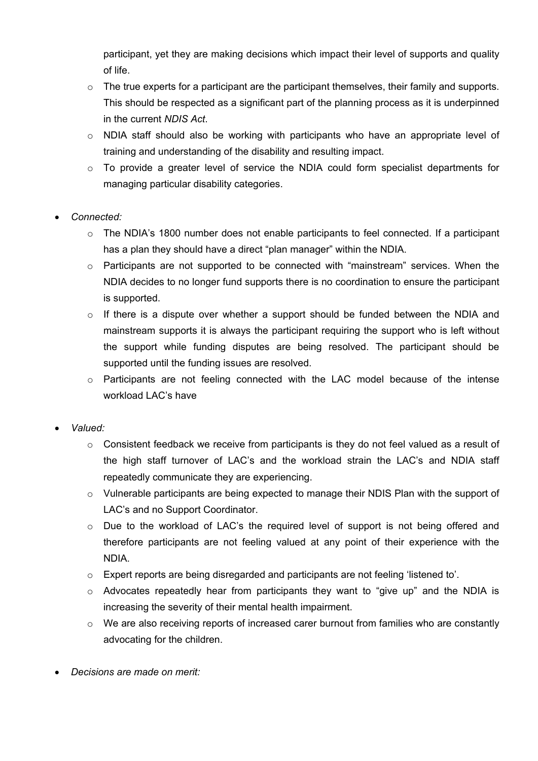participant, yet they are making decisions which impact their level of supports and quality of life.

    - The true experts for a participant are the participant themselves, their family and supports. This should be respected as a significant part of the planning process as it is underpinned in the current *NDIS Act*.
    - NDIA staff should also be working with participants who have an appropriate level of training and understanding of the disability and resulting impact.
    - To provide a greater level of service the NDIA could form specialist departments for managing particular disability categories.

- *Connected:*
    - The NDIA's 1800 number does not enable participants to feel connected. If a participant has a plan they should have a direct "plan manager" within the NDIA.
    - Participants are not supported to be connected with "mainstream" services. When the NDIA decides to no longer fund supports there is no coordination to ensure the participant is supported.
    - If there is a dispute over whether a support should be funded between the NDIA and mainstream supports it is always the participant requiring the support who is left without the support while funding disputes are being resolved. The participant should be supported until the funding issues are resolved.
    - Participants are not feeling connected with the LAC model because of the intense workload LAC's have

- *Valued:*
    - Consistent feedback we receive from participants is they do not feel valued as a result of the high staff turnover of LAC's and the workload strain the LAC's and NDIA staff repeatedly communicate they are experiencing.
    - Vulnerable participants are being expected to manage their NDIS Plan with the support of LAC's and no Support Coordinator.
    - Due to the workload of LAC's the required level of support is not being offered and therefore participants are not feeling valued at any point of their experience with the NDIA.
    - Expert reports are being disregarded and participants are not feeling 'listened to'.
    - Advocates repeatedly hear from participants they want to "give up" and the NDIA is increasing the severity of their mental health impairment.
    - We are also receiving reports of increased carer burnout from families who are constantly advocating for the children.

- *Decisions are made on merit:*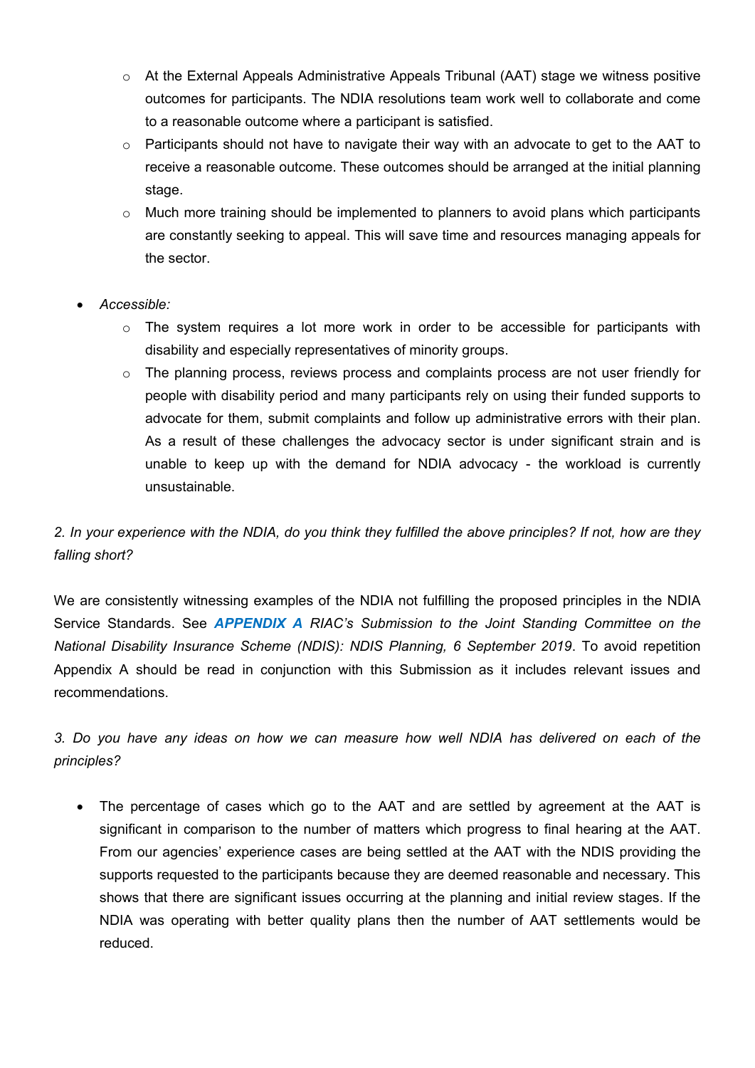- At the External Appeals Administrative Appeals Tribunal (AAT) stage we witness positive outcomes for participants. The NDIA resolutions team work well to collaborate and come to a reasonable outcome where a participant is satisfied.
   - Participants should not have to navigate their way with an advocate to get to the AAT to receive a reasonable outcome. These outcomes should be arranged at the initial planning stage.
   - Much more training should be implemented to planners to avoid plans which participants are constantly seeking to appeal. This will save time and resources managing appeals for the sector.

- *Accessible:*
   - The system requires a lot more work in order to be accessible for participants with disability and especially representatives of minority groups.
   - The planning process, reviews process and complaints process are not user friendly for people with disability period and many participants rely on using their funded supports to advocate for them, submit complaints and follow up administrative errors with their plan. As a result of these challenges the advocacy sector is under significant strain and is unable to keep up with the demand for NDIA advocacy - the workload is currently unsustainable.

*2. In your experience with the NDIA, do you think they fulfilled the above principles? If not, how are they falling short?*

We are consistently witnessing examples of the NDIA not fulfilling the proposed principles in the NDIA Service Standards. See ***APPENDIX A*** *RIAC's Submission to the Joint Standing Committee on the National Disability Insurance Scheme (NDIS): NDIS Planning, 6 September 2019*. To avoid repetition Appendix A should be read in conjunction with this Submission as it includes relevant issues and recommendations.

*3. Do you have any ideas on how we can measure how well NDIA has delivered on each of the principles?*

- The percentage of cases which go to the AAT and are settled by agreement at the AAT is significant in comparison to the number of matters which progress to final hearing at the AAT. From our agencies' experience cases are being settled at the AAT with the NDIS providing the supports requested to the participants because they are deemed reasonable and necessary. This shows that there are significant issues occurring at the planning and initial review stages. If the NDIA was operating with better quality plans then the number of AAT settlements would be reduced.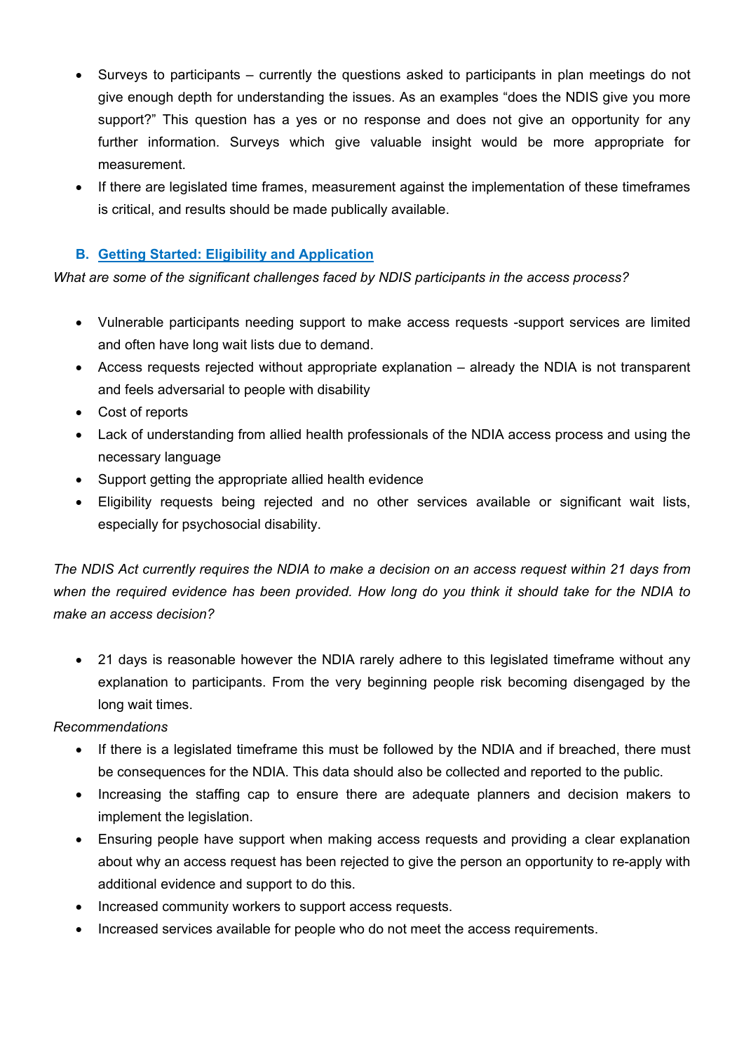- Surveys to participants – currently the questions asked to participants in plan meetings do not give enough depth for understanding the issues. As an examples "does the NDIS give you more support?" This question has a yes or no response and does not give an opportunity for any further information. Surveys which give valuable insight would be more appropriate for measurement.
- If there are legislated time frames, measurement against the implementation of these timeframes is critical, and results should be made publically available.

### B. Getting Started: Eligibility and Application

*What are some of the significant challenges faced by NDIS participants in the access process?*

- Vulnerable participants needing support to make access requests -support services are limited and often have long wait lists due to demand.
- Access requests rejected without appropriate explanation – already the NDIA is not transparent and feels adversarial to people with disability
- Cost of reports
- Lack of understanding from allied health professionals of the NDIA access process and using the necessary language
- Support getting the appropriate allied health evidence
- Eligibility requests being rejected and no other services available or significant wait lists, especially for psychosocial disability.

*The NDIS Act currently requires the NDIA to make a decision on an access request within 21 days from when the required evidence has been provided. How long do you think it should take for the NDIA to make an access decision?*

- 21 days is reasonable however the NDIA rarely adhere to this legislated timeframe without any explanation to participants. From the very beginning people risk becoming disengaged by the long wait times.

*Recommendations*

- If there is a legislated timeframe this must be followed by the NDIA and if breached, there must be consequences for the NDIA. This data should also be collected and reported to the public.
- Increasing the staffing cap to ensure there are adequate planners and decision makers to implement the legislation.
- Ensuring people have support when making access requests and providing a clear explanation about why an access request has been rejected to give the person an opportunity to re-apply with additional evidence and support to do this.
- Increased community workers to support access requests.
- Increased services available for people who do not meet the access requirements.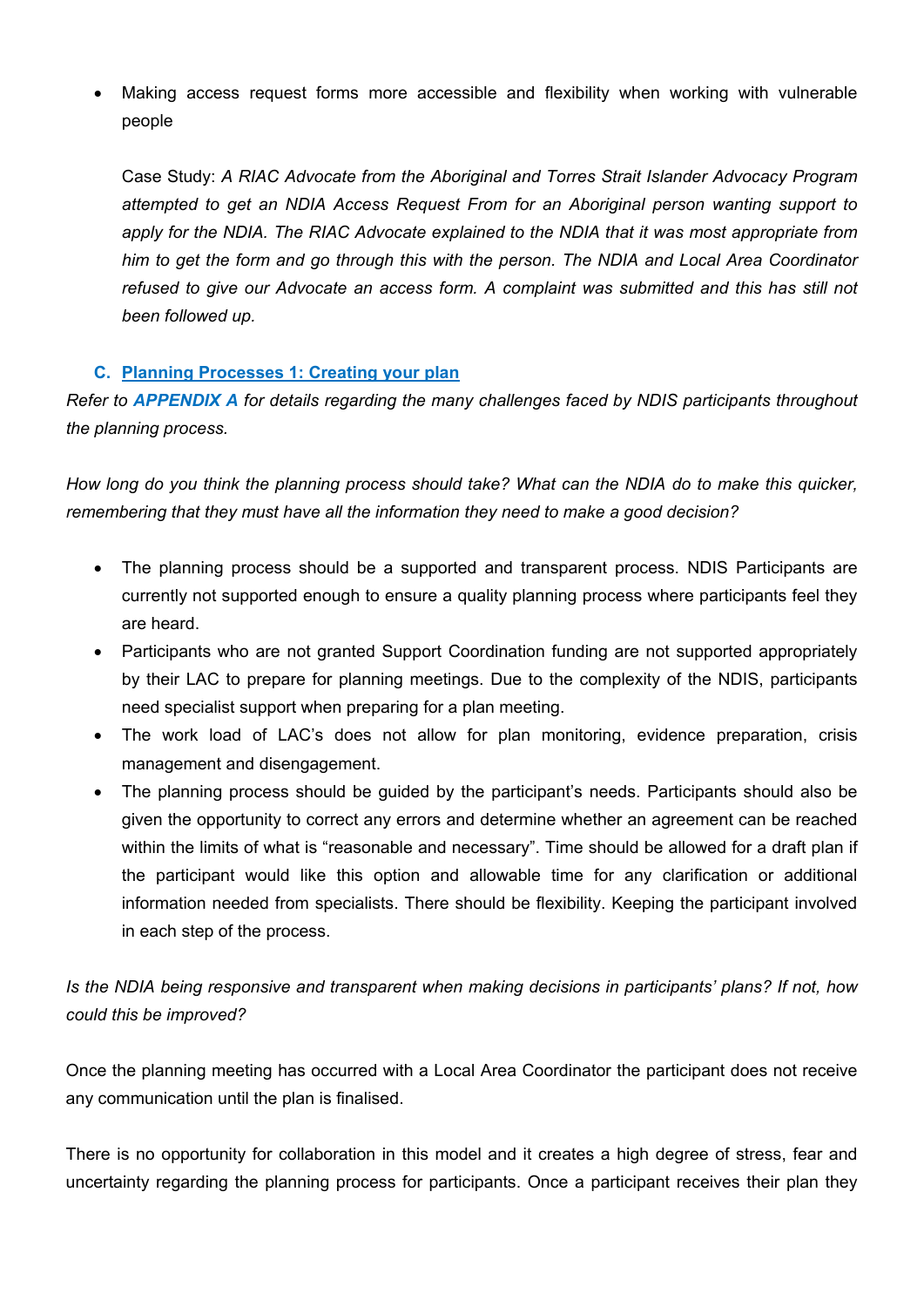- Making access request forms more accessible and flexibility when working with vulnerable people

  Case Study: *A RIAC Advocate from the Aboriginal and Torres Strait Islander Advocacy Program attempted to get an NDIA Access Request From for an Aboriginal person wanting support to apply for the NDIA. The RIAC Advocate explained to the NDIA that it was most appropriate from him to get the form and go through this with the person. The NDIA and Local Area Coordinator refused to give our Advocate an access form. A complaint was submitted and this has still not been followed up.*

### C. Planning Processes 1: Creating your plan

*Refer to **APPENDIX A** for details regarding the many challenges faced by NDIS participants throughout the planning process.*

*How long do you think the planning process should take? What can the NDIA do to make this quicker, remembering that they must have all the information they need to make a good decision?*

- The planning process should be a supported and transparent process. NDIS Participants are currently not supported enough to ensure a quality planning process where participants feel they are heard.
- Participants who are not granted Support Coordination funding are not supported appropriately by their LAC to prepare for planning meetings. Due to the complexity of the NDIS, participants need specialist support when preparing for a plan meeting.
- The work load of LAC's does not allow for plan monitoring, evidence preparation, crisis management and disengagement.
- The planning process should be guided by the participant's needs. Participants should also be given the opportunity to correct any errors and determine whether an agreement can be reached within the limits of what is "reasonable and necessary". Time should be allowed for a draft plan if the participant would like this option and allowable time for any clarification or additional information needed from specialists. There should be flexibility. Keeping the participant involved in each step of the process.

*Is the NDIA being responsive and transparent when making decisions in participants' plans? If not, how could this be improved?*

Once the planning meeting has occurred with a Local Area Coordinator the participant does not receive any communication until the plan is finalised.

There is no opportunity for collaboration in this model and it creates a high degree of stress, fear and uncertainty regarding the planning process for participants. Once a participant receives their plan they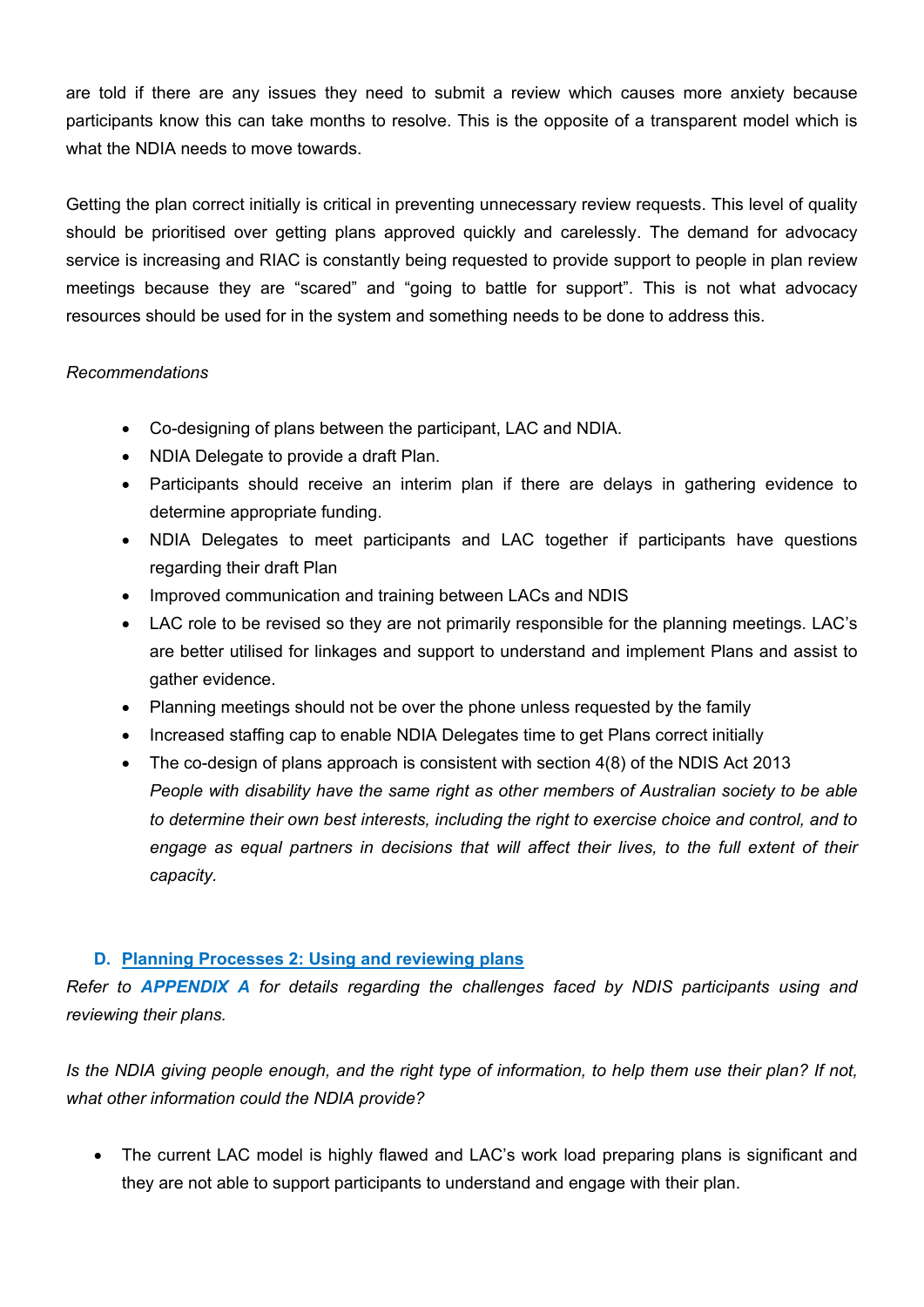are told if there are any issues they need to submit a review which causes more anxiety because participants know this can take months to resolve. This is the opposite of a transparent model which is what the NDIA needs to move towards.

Getting the plan correct initially is critical in preventing unnecessary review requests. This level of quality should be prioritised over getting plans approved quickly and carelessly. The demand for advocacy service is increasing and RIAC is constantly being requested to provide support to people in plan review meetings because they are "scared" and "going to battle for support". This is not what advocacy resources should be used for in the system and something needs to be done to address this.

*Recommendations*

- Co-designing of plans between the participant, LAC and NDIA.
- NDIA Delegate to provide a draft Plan.
- Participants should receive an interim plan if there are delays in gathering evidence to determine appropriate funding.
- NDIA Delegates to meet participants and LAC together if participants have questions regarding their draft Plan
- Improved communication and training between LACs and NDIS
- LAC role to be revised so they are not primarily responsible for the planning meetings. LAC's are better utilised for linkages and support to understand and implement Plans and assist to gather evidence.
- Planning meetings should not be over the phone unless requested by the family
- Increased staffing cap to enable NDIA Delegates time to get Plans correct initially
- The co-design of plans approach is consistent with section 4(8) of the NDIS Act 2013
  *People with disability have the same right as other members of Australian society to be able to determine their own best interests, including the right to exercise choice and control, and to engage as equal partners in decisions that will affect their lives, to the full extent of their capacity.*

### D. Planning Processes 2: Using and reviewing plans

*Refer to **APPENDIX A** for details regarding the challenges faced by NDIS participants using and reviewing their plans.*

*Is the NDIA giving people enough, and the right type of information, to help them use their plan? If not, what other information could the NDIA provide?*

- The current LAC model is highly flawed and LAC's work load preparing plans is significant and they are not able to support participants to understand and engage with their plan.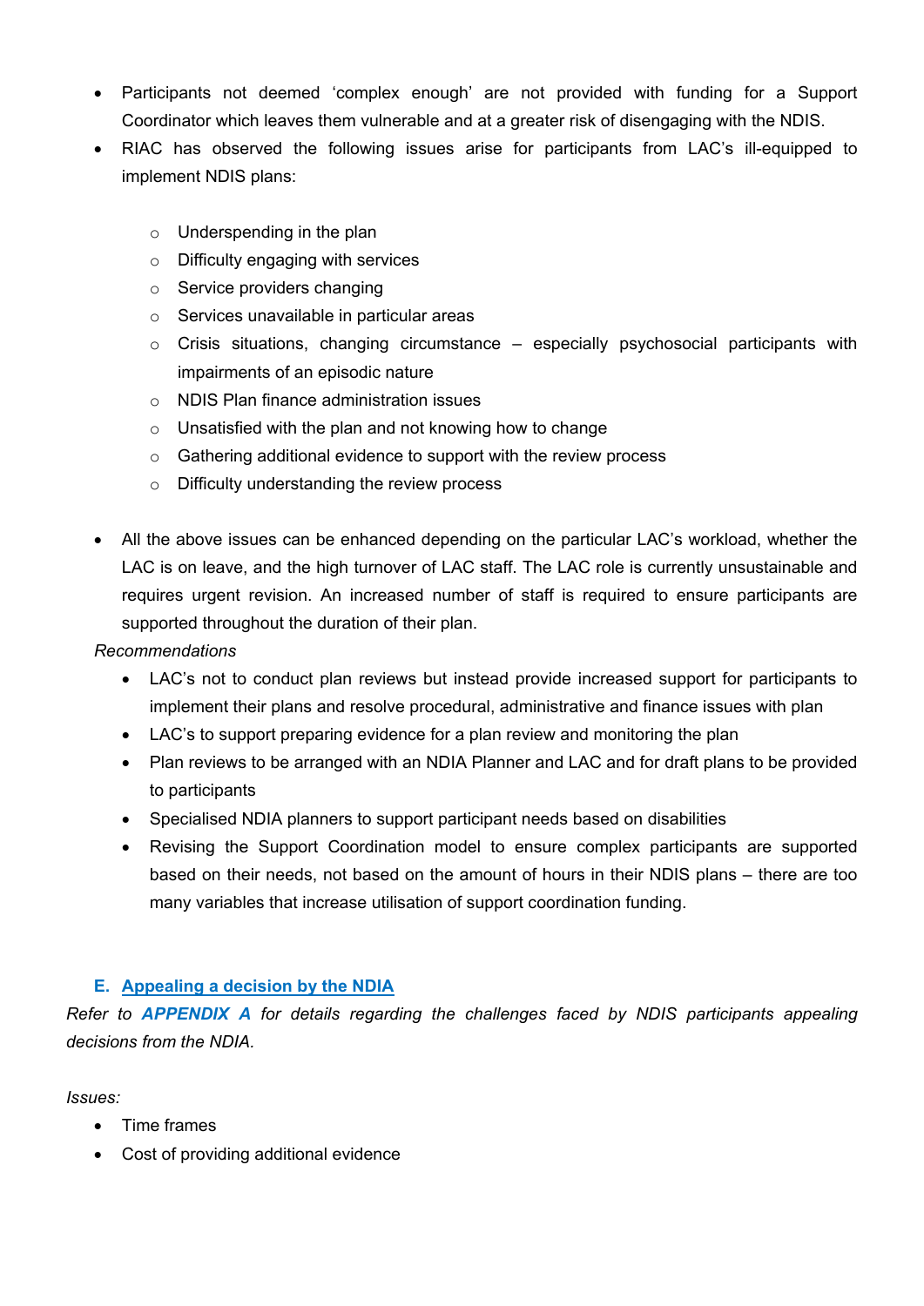- Participants not deemed 'complex enough' are not provided with funding for a Support Coordinator which leaves them vulnerable and at a greater risk of disengaging with the NDIS.
- RIAC has observed the following issues arise for participants from LAC's ill-equipped to implement NDIS plans:
  - Underspending in the plan
  - Difficulty engaging with services
  - Service providers changing
  - Services unavailable in particular areas
  - Crisis situations, changing circumstance – especially psychosocial participants with impairments of an episodic nature
  - NDIS Plan finance administration issues
  - Unsatisfied with the plan and not knowing how to change
  - Gathering additional evidence to support with the review process
  - Difficulty understanding the review process
- All the above issues can be enhanced depending on the particular LAC's workload, whether the LAC is on leave, and the high turnover of LAC staff. The LAC role is currently unsustainable and requires urgent revision. An increased number of staff is required to ensure participants are supported throughout the duration of their plan.

*Recommendations*

- LAC's not to conduct plan reviews but instead provide increased support for participants to implement their plans and resolve procedural, administrative and finance issues with plan
- LAC's to support preparing evidence for a plan review and monitoring the plan
- Plan reviews to be arranged with an NDIA Planner and LAC and for draft plans to be provided to participants
- Specialised NDIA planners to support participant needs based on disabilities
- Revising the Support Coordination model to ensure complex participants are supported based on their needs, not based on the amount of hours in their NDIS plans – there are too many variables that increase utilisation of support coordination funding.

## E. Appealing a decision by the NDIA

*Refer to **APPENDIX A** for details regarding the challenges faced by NDIS participants appealing decisions from the NDIA.*

*Issues:*

- Time frames
- Cost of providing additional evidence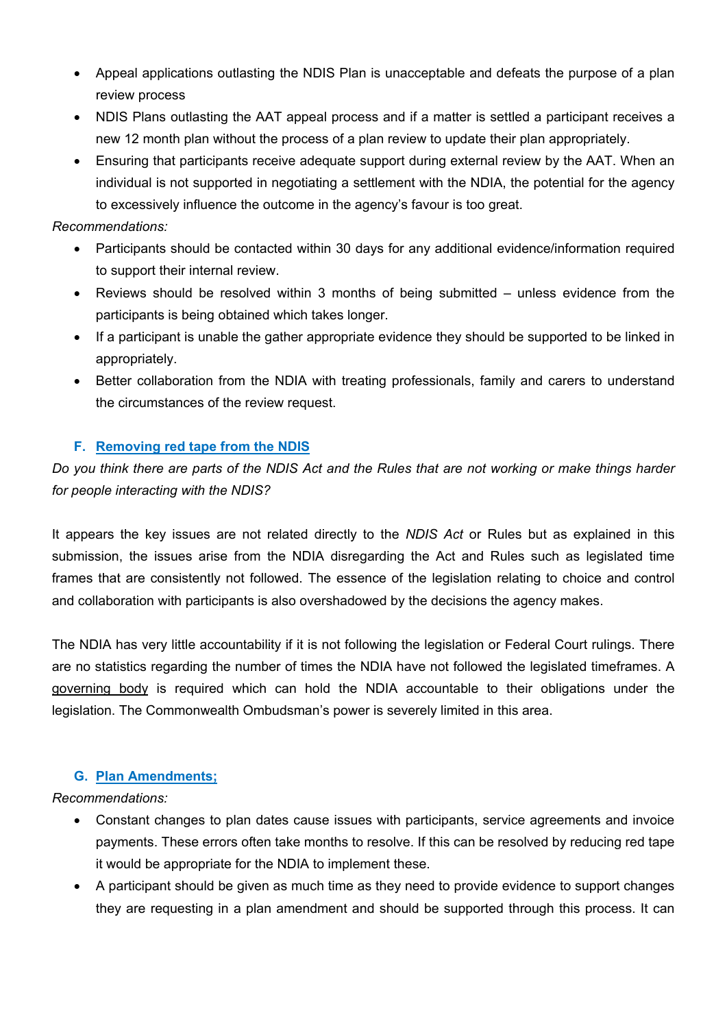- Appeal applications outlasting the NDIS Plan is unacceptable and defeats the purpose of a plan review process
- NDIS Plans outlasting the AAT appeal process and if a matter is settled a participant receives a new 12 month plan without the process of a plan review to update their plan appropriately.
- Ensuring that participants receive adequate support during external review by the AAT. When an individual is not supported in negotiating a settlement with the NDIA, the potential for the agency to excessively influence the outcome in the agency's favour is too great.

*Recommendations:*

- Participants should be contacted within 30 days for any additional evidence/information required to support their internal review.
- Reviews should be resolved within 3 months of being submitted – unless evidence from the participants is being obtained which takes longer.
- If a participant is unable the gather appropriate evidence they should be supported to be linked in appropriately.
- Better collaboration from the NDIA with treating professionals, family and carers to understand the circumstances of the review request.

### F. Removing red tape from the NDIS

*Do you think there are parts of the NDIS Act and the Rules that are not working or make things harder for people interacting with the NDIS?*

It appears the key issues are not related directly to the *NDIS Act* or Rules but as explained in this submission, the issues arise from the NDIA disregarding the Act and Rules such as legislated time frames that are consistently not followed. The essence of the legislation relating to choice and control and collaboration with participants is also overshadowed by the decisions the agency makes.

The NDIA has very little accountability if it is not following the legislation or Federal Court rulings. There are no statistics regarding the number of times the NDIA have not followed the legislated timeframes. A governing body is required which can hold the NDIA accountable to their obligations under the legislation. The Commonwealth Ombudsman's power is severely limited in this area.

### G. Plan Amendments;

*Recommendations:*

- Constant changes to plan dates cause issues with participants, service agreements and invoice payments. These errors often take months to resolve. If this can be resolved by reducing red tape it would be appropriate for the NDIA to implement these.
- A participant should be given as much time as they need to provide evidence to support changes they are requesting in a plan amendment and should be supported through this process. It can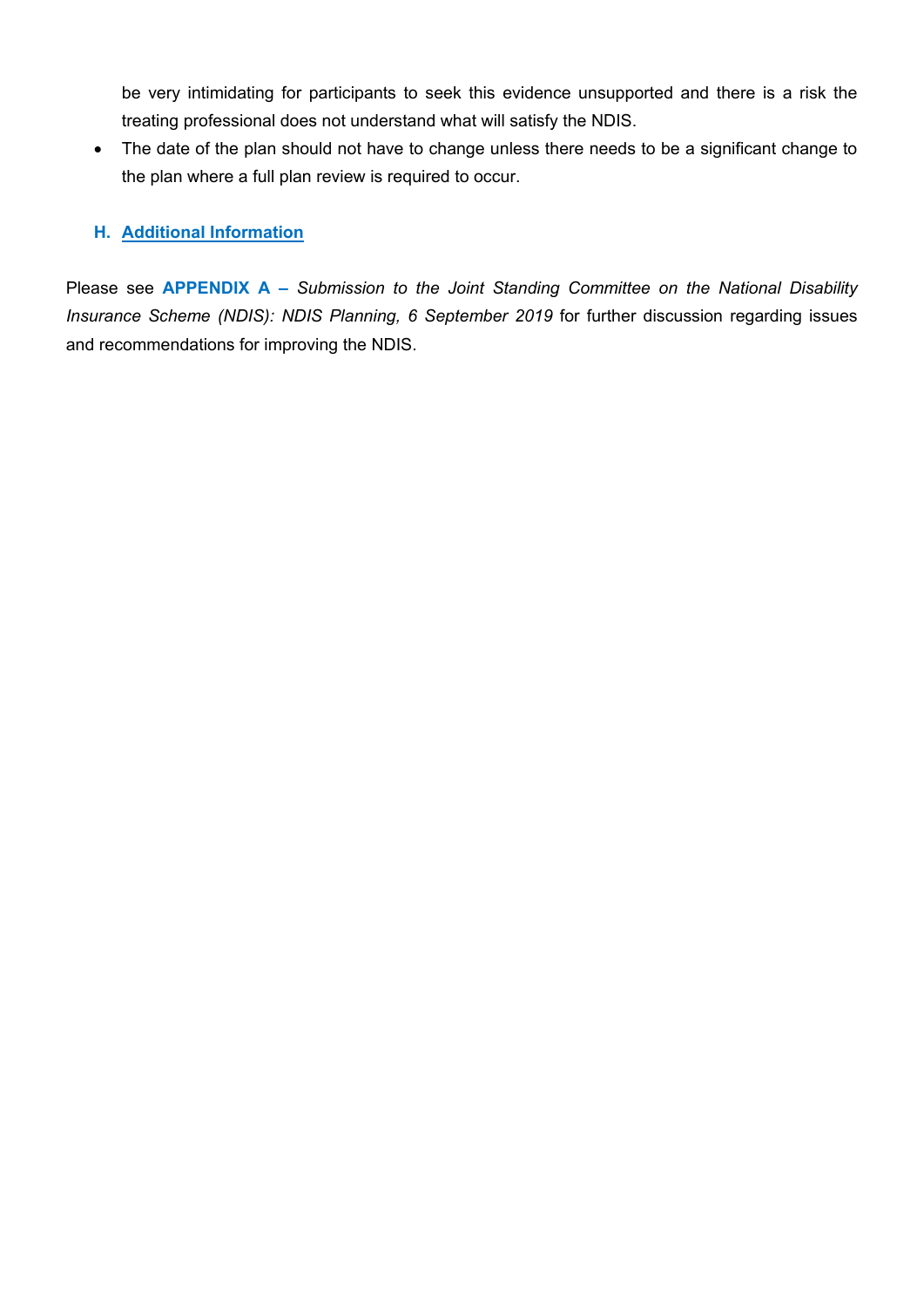be very intimidating for participants to seek this evidence unsupported and there is a risk the treating professional does not understand what will satisfy the NDIS.

- The date of the plan should not have to change unless there needs to be a significant change to the plan where a full plan review is required to occur.

### H. Additional Information

Please see **APPENDIX A –** *Submission to the Joint Standing Committee on the National Disability Insurance Scheme (NDIS): NDIS Planning, 6 September 2019* for further discussion regarding issues and recommendations for improving the NDIS.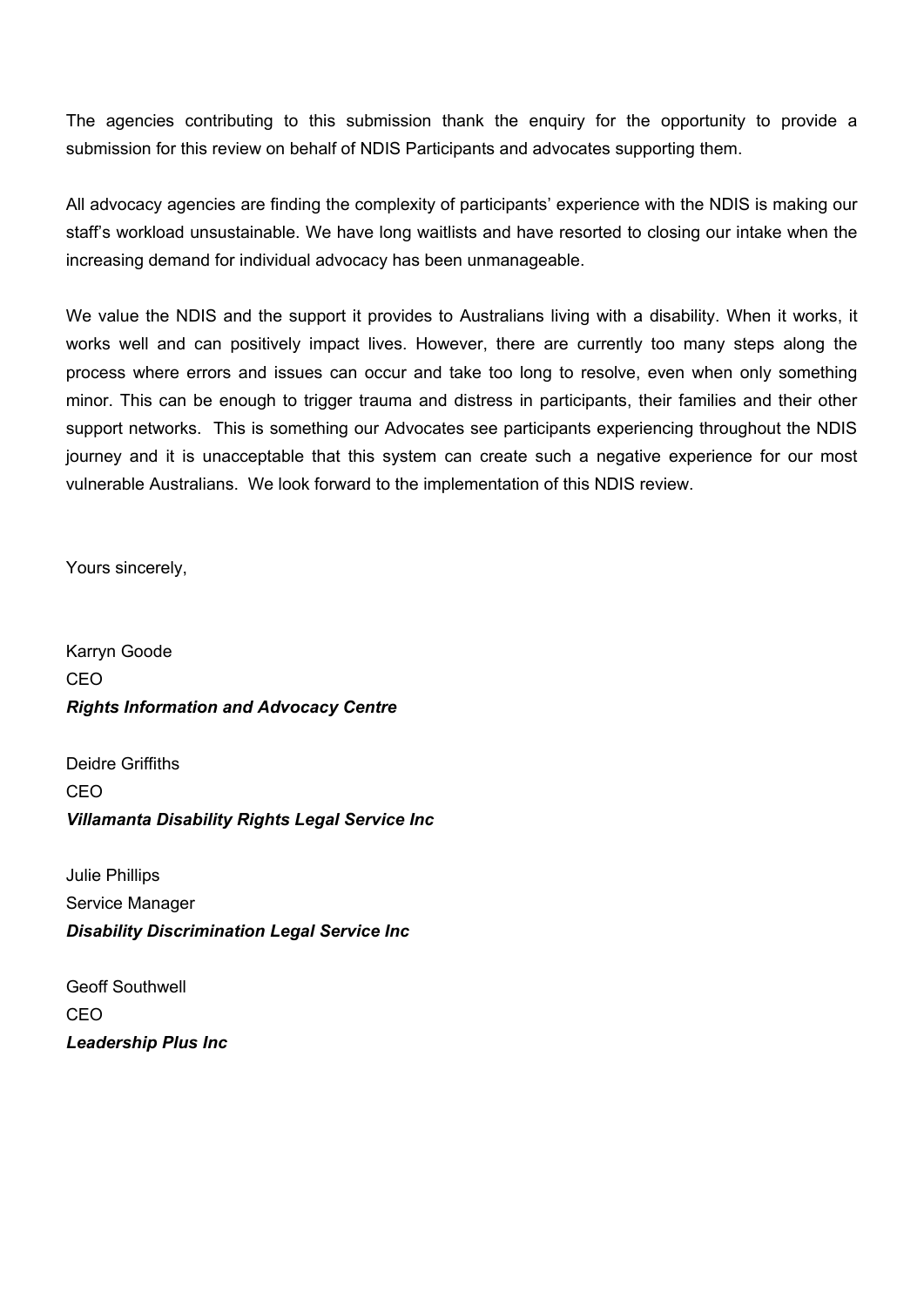The agencies contributing to this submission thank the enquiry for the opportunity to provide a submission for this review on behalf of NDIS Participants and advocates supporting them.

All advocacy agencies are finding the complexity of participants' experience with the NDIS is making our staff's workload unsustainable. We have long waitlists and have resorted to closing our intake when the increasing demand for individual advocacy has been unmanageable.

We value the NDIS and the support it provides to Australians living with a disability. When it works, it works well and can positively impact lives. However, there are currently too many steps along the process where errors and issues can occur and take too long to resolve, even when only something minor. This can be enough to trigger trauma and distress in participants, their families and their other support networks. This is something our Advocates see participants experiencing throughout the NDIS journey and it is unacceptable that this system can create such a negative experience for our most vulnerable Australians. We look forward to the implementation of this NDIS review.

Yours sincerely,

Karryn Goode
CEO
***Rights Information and Advocacy Centre***

Deidre Griffiths
CEO
***Villamanta Disability Rights Legal Service Inc***

Julie Phillips
Service Manager
***Disability Discrimination Legal Service Inc***

Geoff Southwell
CEO
***Leadership Plus Inc***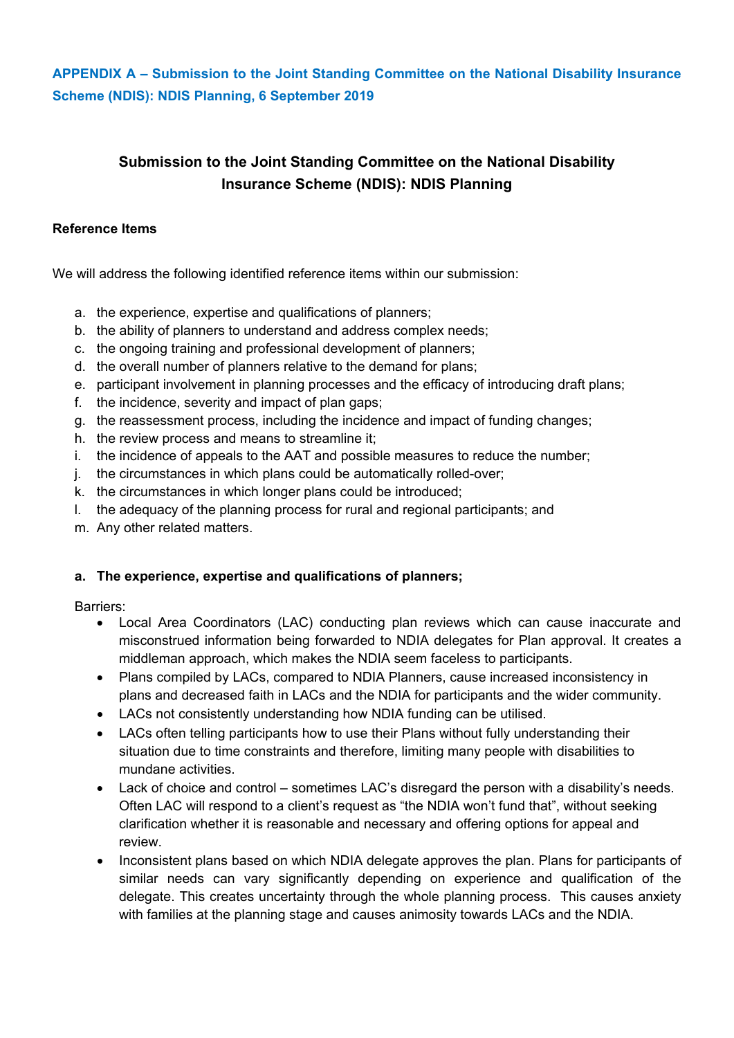**APPENDIX A – Submission to the Joint Standing Committee on the National Disability Insurance Scheme (NDIS): NDIS Planning, 6 September 2019**

## Submission to the Joint Standing Committee on the National Disability Insurance Scheme (NDIS): NDIS Planning

**Reference Items**

We will address the following identified reference items within our submission:

a. the experience, expertise and qualifications of planners;
b. the ability of planners to understand and address complex needs;
c. the ongoing training and professional development of planners;
d. the overall number of planners relative to the demand for plans;
e. participant involvement in planning processes and the efficacy of introducing draft plans;
f. the incidence, severity and impact of plan gaps;
g. the reassessment process, including the incidence and impact of funding changes;
h. the review process and means to streamline it;
i. the incidence of appeals to the AAT and possible measures to reduce the number;
j. the circumstances in which plans could be automatically rolled-over;
k. the circumstances in which longer plans could be introduced;
l. the adequacy of the planning process for rural and regional participants; and
m. Any other related matters.

**a. The experience, expertise and qualifications of planners;**

Barriers:

- Local Area Coordinators (LAC) conducting plan reviews which can cause inaccurate and misconstrued information being forwarded to NDIA delegates for Plan approval. It creates a middleman approach, which makes the NDIA seem faceless to participants.
- Plans compiled by LACs, compared to NDIA Planners, cause increased inconsistency in plans and decreased faith in LACs and the NDIA for participants and the wider community.
- LACs not consistently understanding how NDIA funding can be utilised.
- LACs often telling participants how to use their Plans without fully understanding their situation due to time constraints and therefore, limiting many people with disabilities to mundane activities.
- Lack of choice and control – sometimes LAC's disregard the person with a disability's needs. Often LAC will respond to a client's request as "the NDIA won't fund that", without seeking clarification whether it is reasonable and necessary and offering options for appeal and review.
- Inconsistent plans based on which NDIA delegate approves the plan. Plans for participants of similar needs can vary significantly depending on experience and qualification of the delegate. This creates uncertainty through the whole planning process. This causes anxiety with families at the planning stage and causes animosity towards LACs and the NDIA.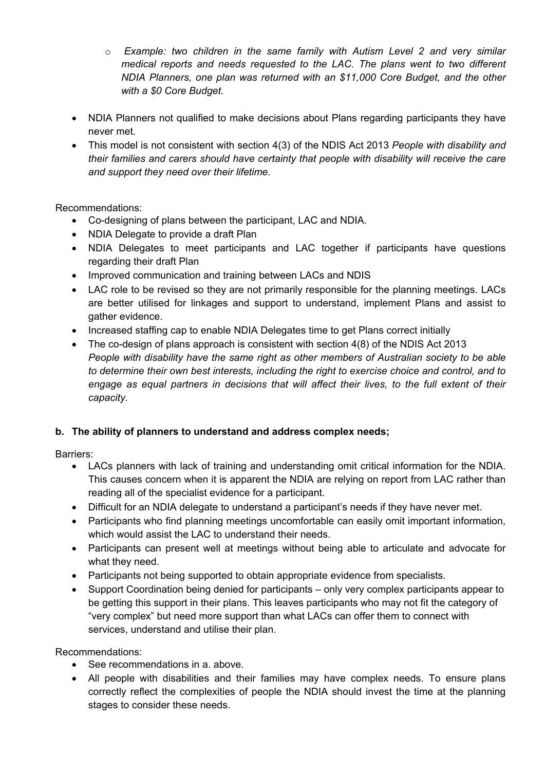- *Example: two children in the same family with Autism Level 2 and very similar medical reports and needs requested to the LAC. The plans went to two different NDIA Planners, one plan was returned with an $11,000 Core Budget, and the other with a $0 Core Budget.*
- NDIA Planners not qualified to make decisions about Plans regarding participants they have never met.
- This model is not consistent with section 4(3) of the NDIS Act 2013 *People with disability and their families and carers should have certainty that people with disability will receive the care and support they need over their lifetime.*

Recommendations:

- Co-designing of plans between the participant, LAC and NDIA.
- NDIA Delegate to provide a draft Plan
- NDIA Delegates to meet participants and LAC together if participants have questions regarding their draft Plan
- Improved communication and training between LACs and NDIS
- LAC role to be revised so they are not primarily responsible for the planning meetings. LACs are better utilised for linkages and support to understand, implement Plans and assist to gather evidence.
- Increased staffing cap to enable NDIA Delegates time to get Plans correct initially
- The co-design of plans approach is consistent with section 4(8) of the NDIS Act 2013 *People with disability have the same right as other members of Australian society to be able to determine their own best interests, including the right to exercise choice and control, and to engage as equal partners in decisions that will affect their lives, to the full extent of their capacity.*

**b. The ability of planners to understand and address complex needs;**

Barriers:

- LACs planners with lack of training and understanding omit critical information for the NDIA. This causes concern when it is apparent the NDIA are relying on report from LAC rather than reading all of the specialist evidence for a participant.
- Difficult for an NDIA delegate to understand a participant's needs if they have never met.
- Participants who find planning meetings uncomfortable can easily omit important information, which would assist the LAC to understand their needs.
- Participants can present well at meetings without being able to articulate and advocate for what they need.
- Participants not being supported to obtain appropriate evidence from specialists.
- Support Coordination being denied for participants – only very complex participants appear to be getting this support in their plans. This leaves participants who may not fit the category of "very complex" but need more support than what LACs can offer them to connect with services, understand and utilise their plan.

Recommendations:

- See recommendations in a. above.
- All people with disabilities and their families may have complex needs. To ensure plans correctly reflect the complexities of people the NDIA should invest the time at the planning stages to consider these needs.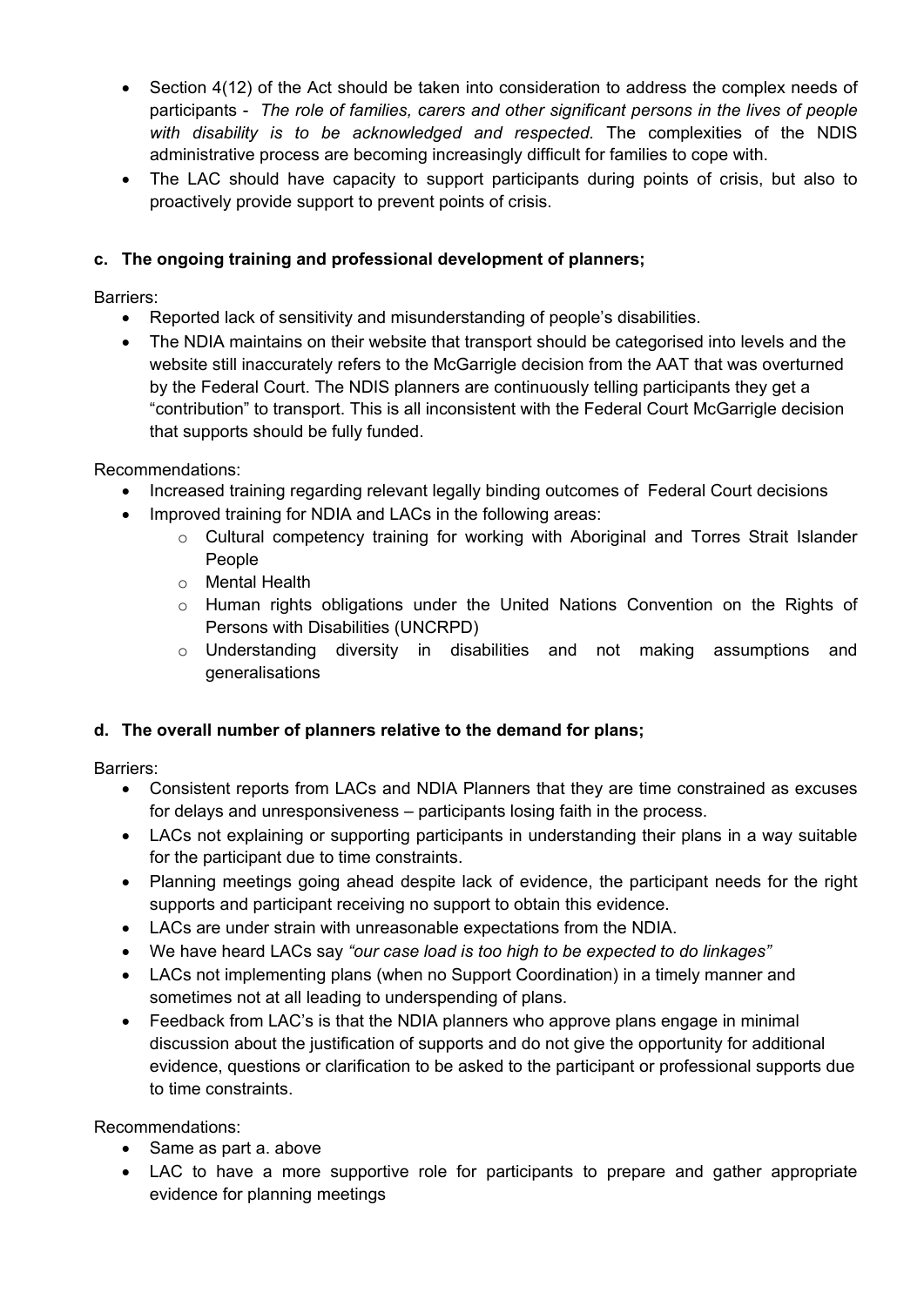- Section 4(12) of the Act should be taken into consideration to address the complex needs of participants - *The role of families, carers and other significant persons in the lives of people with disability is to be acknowledged and respected.* The complexities of the NDIS administrative process are becoming increasingly difficult for families to cope with.
- The LAC should have capacity to support participants during points of crisis, but also to proactively provide support to prevent points of crisis.

**c. The ongoing training and professional development of planners;**

Barriers:

- Reported lack of sensitivity and misunderstanding of people's disabilities.
- The NDIA maintains on their website that transport should be categorised into levels and the website still inaccurately refers to the McGarrigle decision from the AAT that was overturned by the Federal Court. The NDIS planners are continuously telling participants they get a "contribution" to transport. This is all inconsistent with the Federal Court McGarrigle decision that supports should be fully funded.

Recommendations:

- Increased training regarding relevant legally binding outcomes of Federal Court decisions
- Improved training for NDIA and LACs in the following areas:
  - Cultural competency training for working with Aboriginal and Torres Strait Islander People
  - Mental Health
  - Human rights obligations under the United Nations Convention on the Rights of Persons with Disabilities (UNCRPD)
  - Understanding diversity in disabilities and not making assumptions and generalisations

**d. The overall number of planners relative to the demand for plans;**

Barriers:

- Consistent reports from LACs and NDIA Planners that they are time constrained as excuses for delays and unresponsiveness – participants losing faith in the process.
- LACs not explaining or supporting participants in understanding their plans in a way suitable for the participant due to time constraints.
- Planning meetings going ahead despite lack of evidence, the participant needs for the right supports and participant receiving no support to obtain this evidence.
- LACs are under strain with unreasonable expectations from the NDIA.
- We have heard LACs say *"our case load is too high to be expected to do linkages"*
- LACs not implementing plans (when no Support Coordination) in a timely manner and sometimes not at all leading to underspending of plans.
- Feedback from LAC's is that the NDIA planners who approve plans engage in minimal discussion about the justification of supports and do not give the opportunity for additional evidence, questions or clarification to be asked to the participant or professional supports due to time constraints.

Recommendations:

- Same as part a. above
- LAC to have a more supportive role for participants to prepare and gather appropriate evidence for planning meetings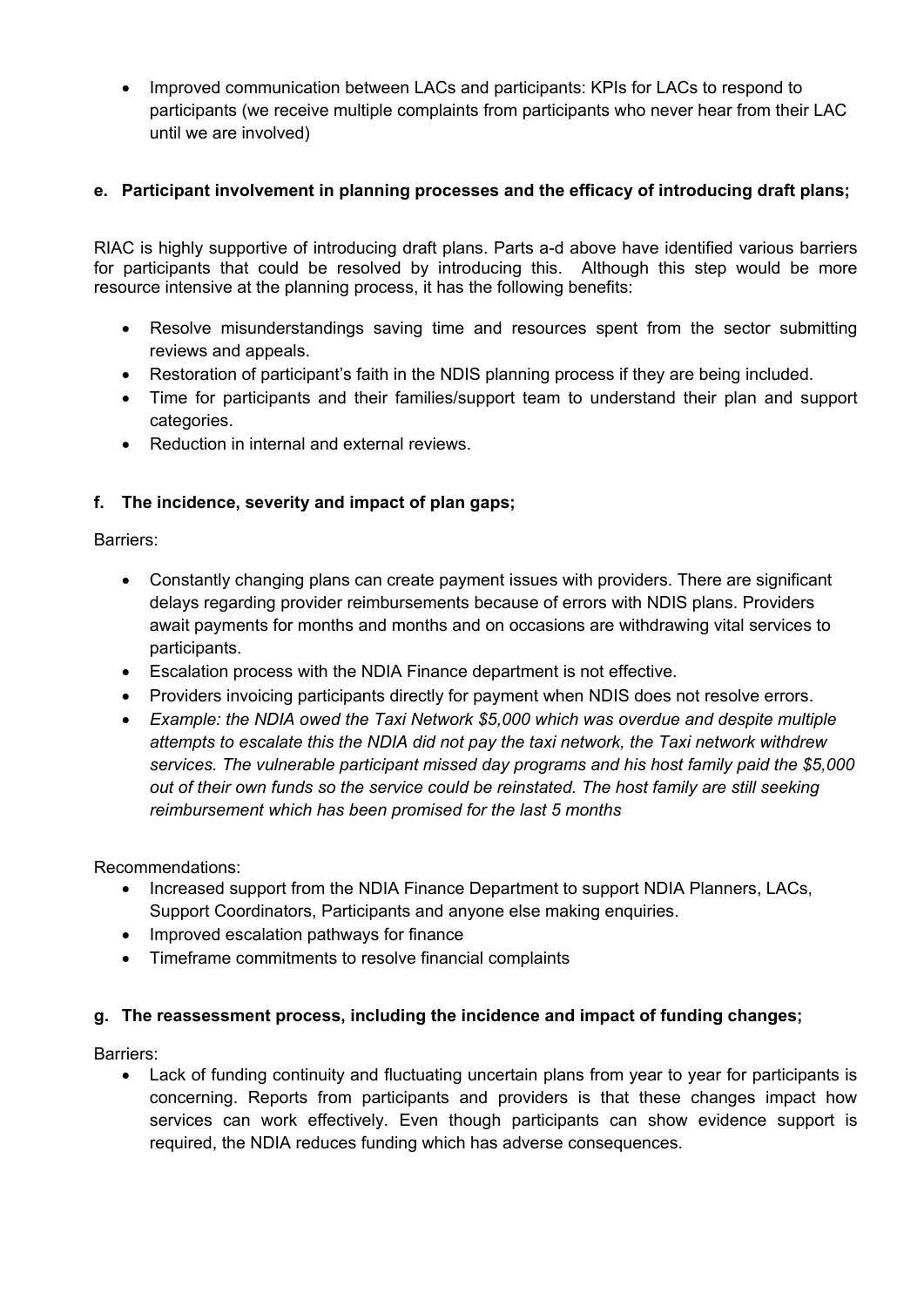- Improved communication between LACs and participants: KPIs for LACs to respond to participants (we receive multiple complaints from participants who never hear from their LAC until we are involved)

**e. Participant involvement in planning processes and the efficacy of introducing draft plans;**

RIAC is highly supportive of introducing draft plans. Parts a-d above have identified various barriers for participants that could be resolved by introducing this. Although this step would be more resource intensive at the planning process, it has the following benefits:

- Resolve misunderstandings saving time and resources spent from the sector submitting reviews and appeals.
- Restoration of participant's faith in the NDIS planning process if they are being included.
- Time for participants and their families/support team to understand their plan and support categories.
- Reduction in internal and external reviews.

**f. The incidence, severity and impact of plan gaps;**

Barriers:

- Constantly changing plans can create payment issues with providers. There are significant delays regarding provider reimbursements because of errors with NDIS plans. Providers await payments for months and months and on occasions are withdrawing vital services to participants.
- Escalation process with the NDIA Finance department is not effective.
- Providers invoicing participants directly for payment when NDIS does not resolve errors.
- *Example: the NDIA owed the Taxi Network $5,000 which was overdue and despite multiple attempts to escalate this the NDIA did not pay the taxi network, the Taxi network withdrew services. The vulnerable participant missed day programs and his host family paid the $5,000 out of their own funds so the service could be reinstated. The host family are still seeking reimbursement which has been promised for the last 5 months*

Recommendations:

- Increased support from the NDIA Finance Department to support NDIA Planners, LACs, Support Coordinators, Participants and anyone else making enquiries.
- Improved escalation pathways for finance
- Timeframe commitments to resolve financial complaints

**g. The reassessment process, including the incidence and impact of funding changes;**

Barriers:

- Lack of funding continuity and fluctuating uncertain plans from year to year for participants is concerning. Reports from participants and providers is that these changes impact how services can work effectively. Even though participants can show evidence support is required, the NDIA reduces funding which has adverse consequences.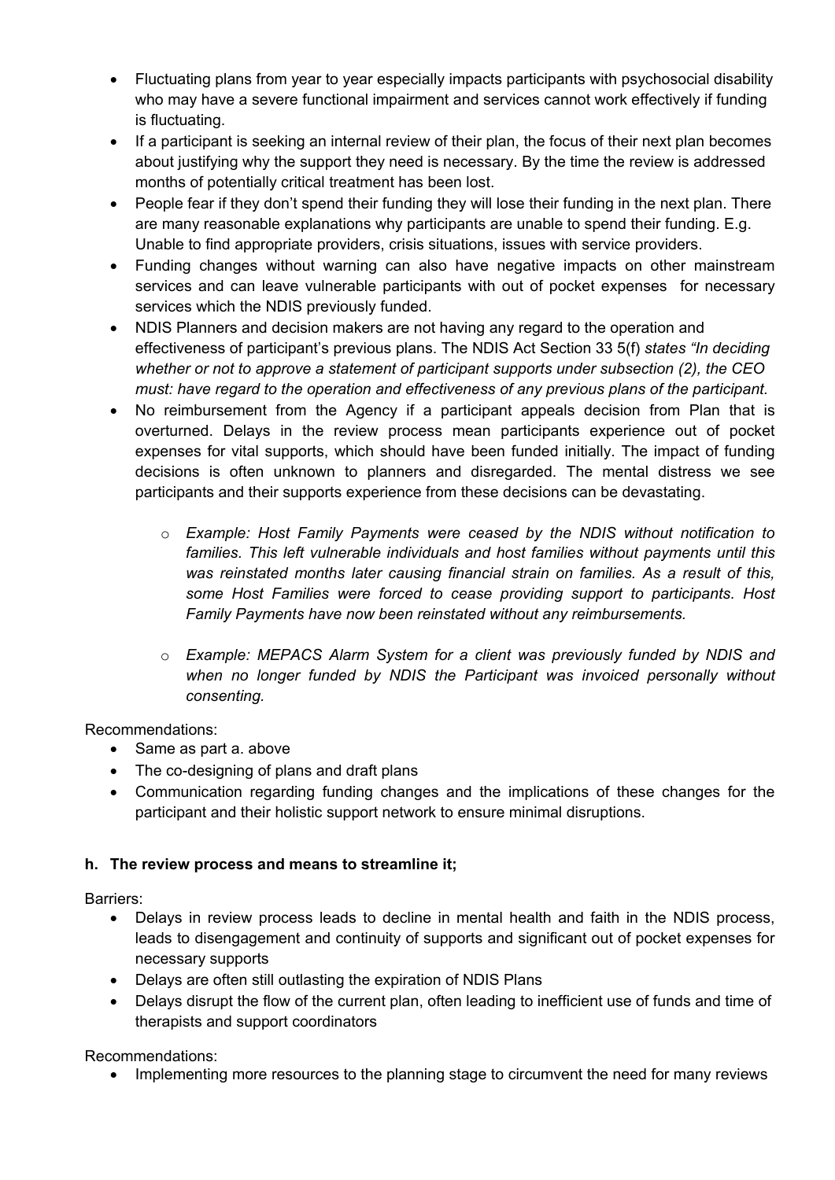- Fluctuating plans from year to year especially impacts participants with psychosocial disability who may have a severe functional impairment and services cannot work effectively if funding is fluctuating.
- If a participant is seeking an internal review of their plan, the focus of their next plan becomes about justifying why the support they need is necessary. By the time the review is addressed months of potentially critical treatment has been lost.
- People fear if they don't spend their funding they will lose their funding in the next plan. There are many reasonable explanations why participants are unable to spend their funding. E.g. Unable to find appropriate providers, crisis situations, issues with service providers.
- Funding changes without warning can also have negative impacts on other mainstream services and can leave vulnerable participants with out of pocket expenses for necessary services which the NDIS previously funded.
- NDIS Planners and decision makers are not having any regard to the operation and effectiveness of participant's previous plans. The NDIS Act Section 33 5(f) *states "In deciding whether or not to approve a statement of participant supports under subsection (2), the CEO must: have regard to the operation and effectiveness of any previous plans of the participant.*
- No reimbursement from the Agency if a participant appeals decision from Plan that is overturned. Delays in the review process mean participants experience out of pocket expenses for vital supports, which should have been funded initially. The impact of funding decisions is often unknown to planners and disregarded. The mental distress we see participants and their supports experience from these decisions can be devastating.
  - *Example: Host Family Payments were ceased by the NDIS without notification to families. This left vulnerable individuals and host families without payments until this was reinstated months later causing financial strain on families. As a result of this, some Host Families were forced to cease providing support to participants. Host Family Payments have now been reinstated without any reimbursements.*
  - *Example: MEPACS Alarm System for a client was previously funded by NDIS and when no longer funded by NDIS the Participant was invoiced personally without consenting.*

Recommendations:

- Same as part a. above
- The co-designing of plans and draft plans
- Communication regarding funding changes and the implications of these changes for the participant and their holistic support network to ensure minimal disruptions.

**h. The review process and means to streamline it;**

Barriers:

- Delays in review process leads to decline in mental health and faith in the NDIS process, leads to disengagement and continuity of supports and significant out of pocket expenses for necessary supports
- Delays are often still outlasting the expiration of NDIS Plans
- Delays disrupt the flow of the current plan, often leading to inefficient use of funds and time of therapists and support coordinators

Recommendations:

- Implementing more resources to the planning stage to circumvent the need for many reviews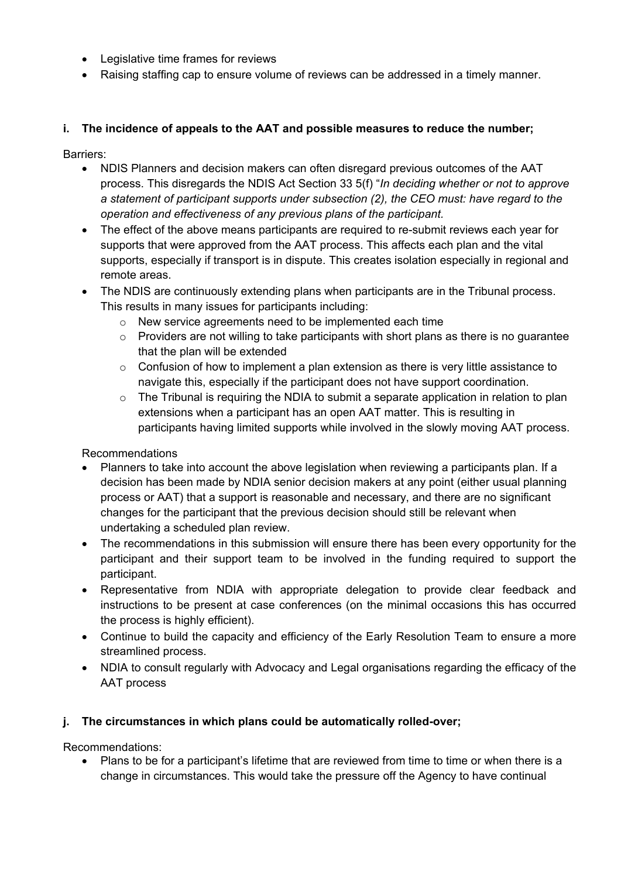- Legislative time frames for reviews
- Raising staffing cap to ensure volume of reviews can be addressed in a timely manner.

**i. The incidence of appeals to the AAT and possible measures to reduce the number;**

Barriers:

- NDIS Planners and decision makers can often disregard previous outcomes of the AAT process. This disregards the NDIS Act Section 33 5(f) "*In deciding whether or not to approve a statement of participant supports under subsection (2), the CEO must: have regard to the operation and effectiveness of any previous plans of the participant.*
- The effect of the above means participants are required to re-submit reviews each year for supports that were approved from the AAT process. This affects each plan and the vital supports, especially if transport is in dispute. This creates isolation especially in regional and remote areas.
- The NDIS are continuously extending plans when participants are in the Tribunal process. This results in many issues for participants including:
  - New service agreements need to be implemented each time
  - Providers are not willing to take participants with short plans as there is no guarantee that the plan will be extended
  - Confusion of how to implement a plan extension as there is very little assistance to navigate this, especially if the participant does not have support coordination.
  - The Tribunal is requiring the NDIA to submit a separate application in relation to plan extensions when a participant has an open AAT matter. This is resulting in participants having limited supports while involved in the slowly moving AAT process.

Recommendations

- Planners to take into account the above legislation when reviewing a participants plan. If a decision has been made by NDIA senior decision makers at any point (either usual planning process or AAT) that a support is reasonable and necessary, and there are no significant changes for the participant that the previous decision should still be relevant when undertaking a scheduled plan review.
- The recommendations in this submission will ensure there has been every opportunity for the participant and their support team to be involved in the funding required to support the participant.
- Representative from NDIA with appropriate delegation to provide clear feedback and instructions to be present at case conferences (on the minimal occasions this has occurred the process is highly efficient).
- Continue to build the capacity and efficiency of the Early Resolution Team to ensure a more streamlined process.
- NDIA to consult regularly with Advocacy and Legal organisations regarding the efficacy of the AAT process

**j. The circumstances in which plans could be automatically rolled-over;**

Recommendations:

- Plans to be for a participant's lifetime that are reviewed from time to time or when there is a change in circumstances. This would take the pressure off the Agency to have continual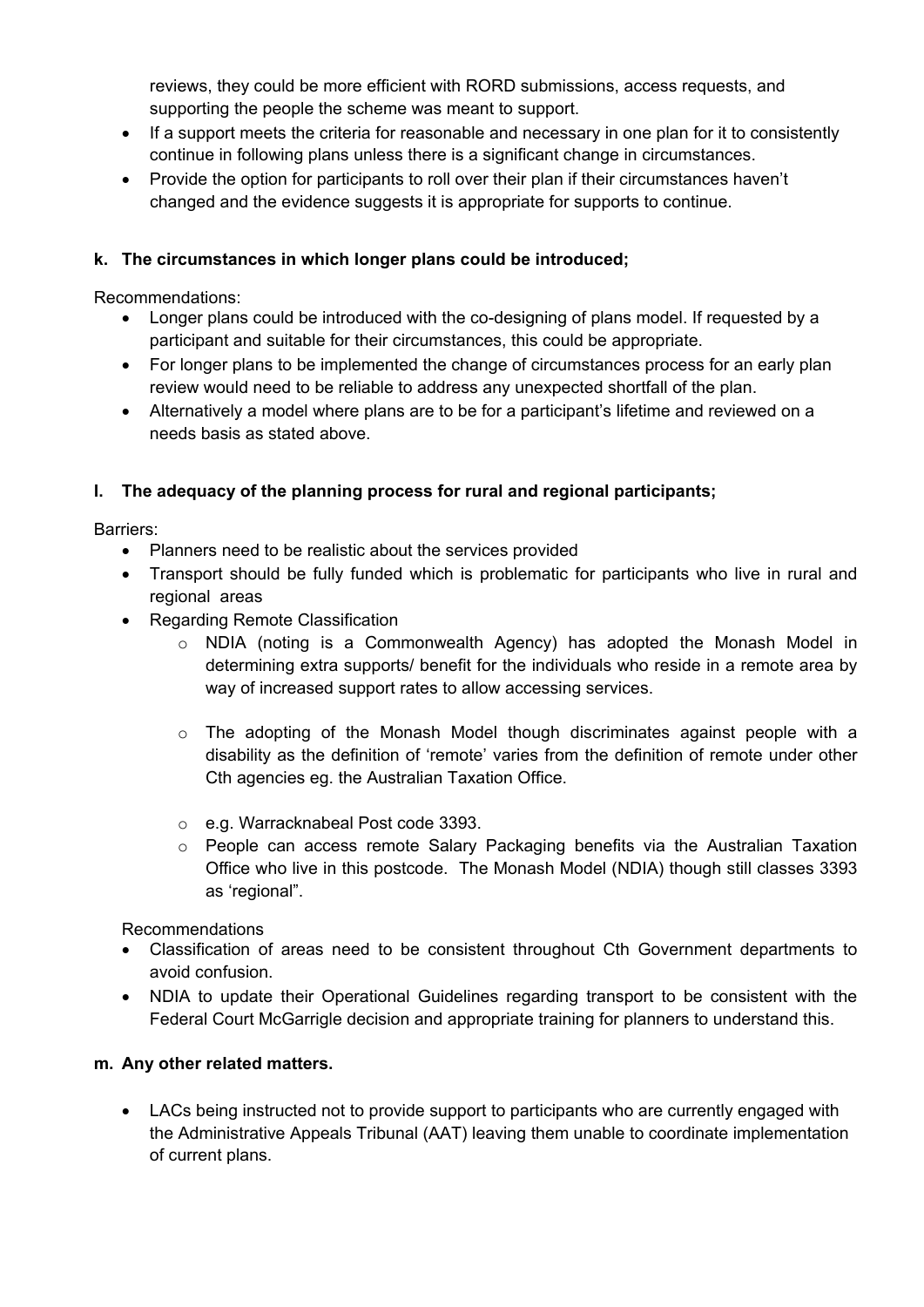reviews, they could be more efficient with RORD submissions, access requests, and supporting the people the scheme was meant to support.

- If a support meets the criteria for reasonable and necessary in one plan for it to consistently continue in following plans unless there is a significant change in circumstances.
- Provide the option for participants to roll over their plan if their circumstances haven't changed and the evidence suggests it is appropriate for supports to continue.

**k. The circumstances in which longer plans could be introduced;**

Recommendations:

- Longer plans could be introduced with the co-designing of plans model. If requested by a participant and suitable for their circumstances, this could be appropriate.
- For longer plans to be implemented the change of circumstances process for an early plan review would need to be reliable to address any unexpected shortfall of the plan.
- Alternatively a model where plans are to be for a participant's lifetime and reviewed on a needs basis as stated above.

**l. The adequacy of the planning process for rural and regional participants;**

Barriers:

- Planners need to be realistic about the services provided
- Transport should be fully funded which is problematic for participants who live in rural and regional areas
- Regarding Remote Classification
    - NDIA (noting is a Commonwealth Agency) has adopted the Monash Model in determining extra supports/ benefit for the individuals who reside in a remote area by way of increased support rates to allow accessing services.
    - The adopting of the Monash Model though discriminates against people with a disability as the definition of 'remote' varies from the definition of remote under other Cth agencies eg. the Australian Taxation Office.
    - e.g. Warracknabeal Post code 3393.
    - People can access remote Salary Packaging benefits via the Australian Taxation Office who live in this postcode. The Monash Model (NDIA) though still classes 3393 as 'regional".

Recommendations

- Classification of areas need to be consistent throughout Cth Government departments to avoid confusion.
- NDIA to update their Operational Guidelines regarding transport to be consistent with the Federal Court McGarrigle decision and appropriate training for planners to understand this.

**m. Any other related matters.**

- LACs being instructed not to provide support to participants who are currently engaged with the Administrative Appeals Tribunal (AAT) leaving them unable to coordinate implementation of current plans.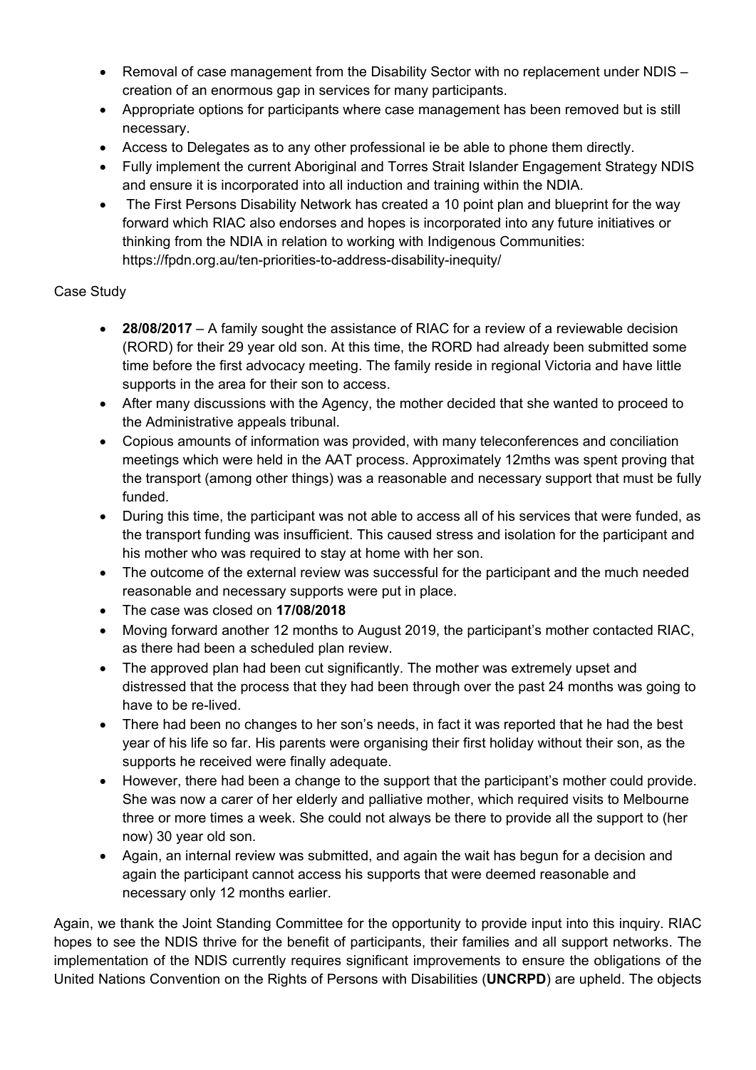- Removal of case management from the Disability Sector with no replacement under NDIS – creation of an enormous gap in services for many participants.
- Appropriate options for participants where case management has been removed but is still necessary.
- Access to Delegates as to any other professional ie be able to phone them directly.
- Fully implement the current Aboriginal and Torres Strait Islander Engagement Strategy NDIS and ensure it is incorporated into all induction and training within the NDIA.
- The First Persons Disability Network has created a 10 point plan and blueprint for the way forward which RIAC also endorses and hopes is incorporated into any future initiatives or thinking from the NDIA in relation to working with Indigenous Communities: https://fpdn.org.au/ten-priorities-to-address-disability-inequity/

Case Study

- **28/08/2017** – A family sought the assistance of RIAC for a review of a reviewable decision (RORD) for their 29 year old son. At this time, the RORD had already been submitted some time before the first advocacy meeting. The family reside in regional Victoria and have little supports in the area for their son to access.
- After many discussions with the Agency, the mother decided that she wanted to proceed to the Administrative appeals tribunal.
- Copious amounts of information was provided, with many teleconferences and conciliation meetings which were held in the AAT process. Approximately 12mths was spent proving that the transport (among other things) was a reasonable and necessary support that must be fully funded.
- During this time, the participant was not able to access all of his services that were funded, as the transport funding was insufficient. This caused stress and isolation for the participant and his mother who was required to stay at home with her son.
- The outcome of the external review was successful for the participant and the much needed reasonable and necessary supports were put in place.
- The case was closed on **17/08/2018**
- Moving forward another 12 months to August 2019, the participant's mother contacted RIAC, as there had been a scheduled plan review.
- The approved plan had been cut significantly. The mother was extremely upset and distressed that the process that they had been through over the past 24 months was going to have to be re-lived.
- There had been no changes to her son's needs, in fact it was reported that he had the best year of his life so far. His parents were organising their first holiday without their son, as the supports he received were finally adequate.
- However, there had been a change to the support that the participant's mother could provide. She was now a carer of her elderly and palliative mother, which required visits to Melbourne three or more times a week. She could not always be there to provide all the support to (her now) 30 year old son.
- Again, an internal review was submitted, and again the wait has begun for a decision and again the participant cannot access his supports that were deemed reasonable and necessary only 12 months earlier.

Again, we thank the Joint Standing Committee for the opportunity to provide input into this inquiry. RIAC hopes to see the NDIS thrive for the benefit of participants, their families and all support networks. The implementation of the NDIS currently requires significant improvements to ensure the obligations of the United Nations Convention on the Rights of Persons with Disabilities (**UNCRPD**) are upheld. The objects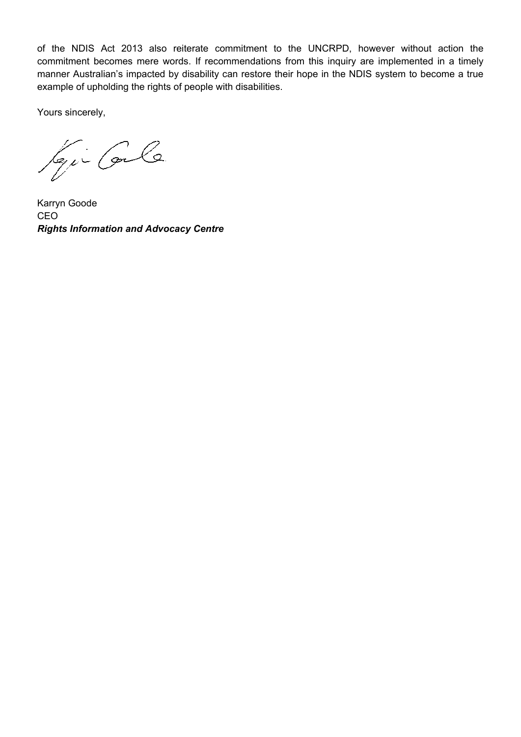of the NDIS Act 2013 also reiterate commitment to the UNCRPD, however without action the commitment becomes mere words. If recommendations from this inquiry are implemented in a timely manner Australian's impacted by disability can restore their hope in the NDIS system to become a true example of upholding the rights of people with disabilities.

Yours sincerely,

Karryn Goode
CEO
***Rights Information and Advocacy Centre***